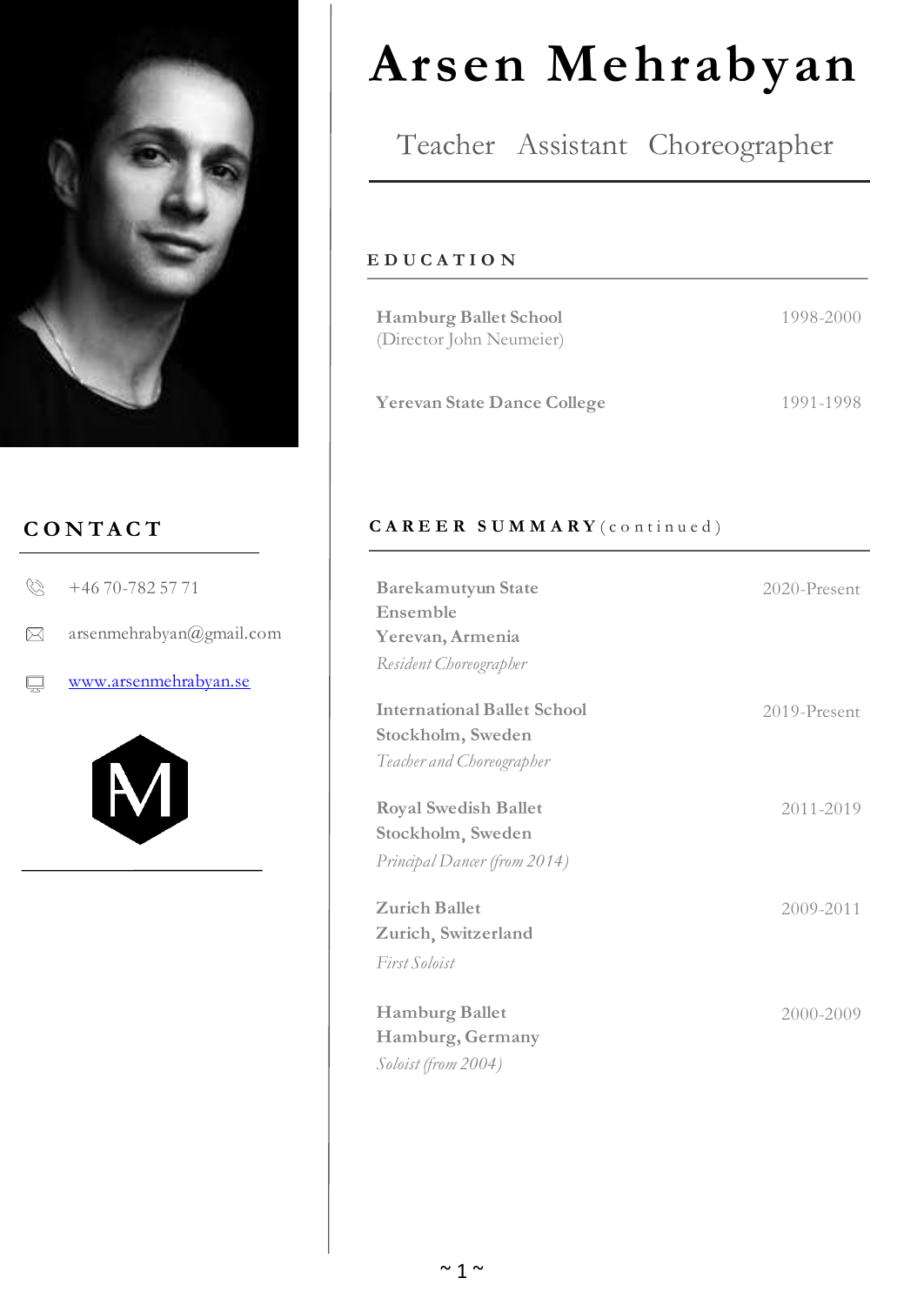# Arsen Mehrabyan

Teacher Assistant Choreographer

## CONTACT

+46 70-782 57 71

arsenmehrabyan@gmail.com

[www.arsenmehrabyan.se](http://www.arsenmehrabyan.se)

## EDUCATION

**Hamburg Ballet School** 1998-2000
(Director John Neumeier)

**Yerevan State Dance College** 1991-1998

## CAREER SUMMARY (continued)

**Barekamutyun State Ensemble**
**Yerevan, Armenia** 2020-Present
*Resident Choreographer*

**International Ballet School**
**Stockholm, Sweden** 2019-Present
*Teacher and Choreographer*

**Royal Swedish Ballet**
**Stockholm, Sweden** 2011-2019
*Principal Dancer (from 2014)*

**Zurich Ballet**
**Zurich, Switzerland** 2009-2011
*First Soloist*

**Hamburg Ballet**
**Hamburg, Germany** 2000-2009
*Soloist (from 2004)*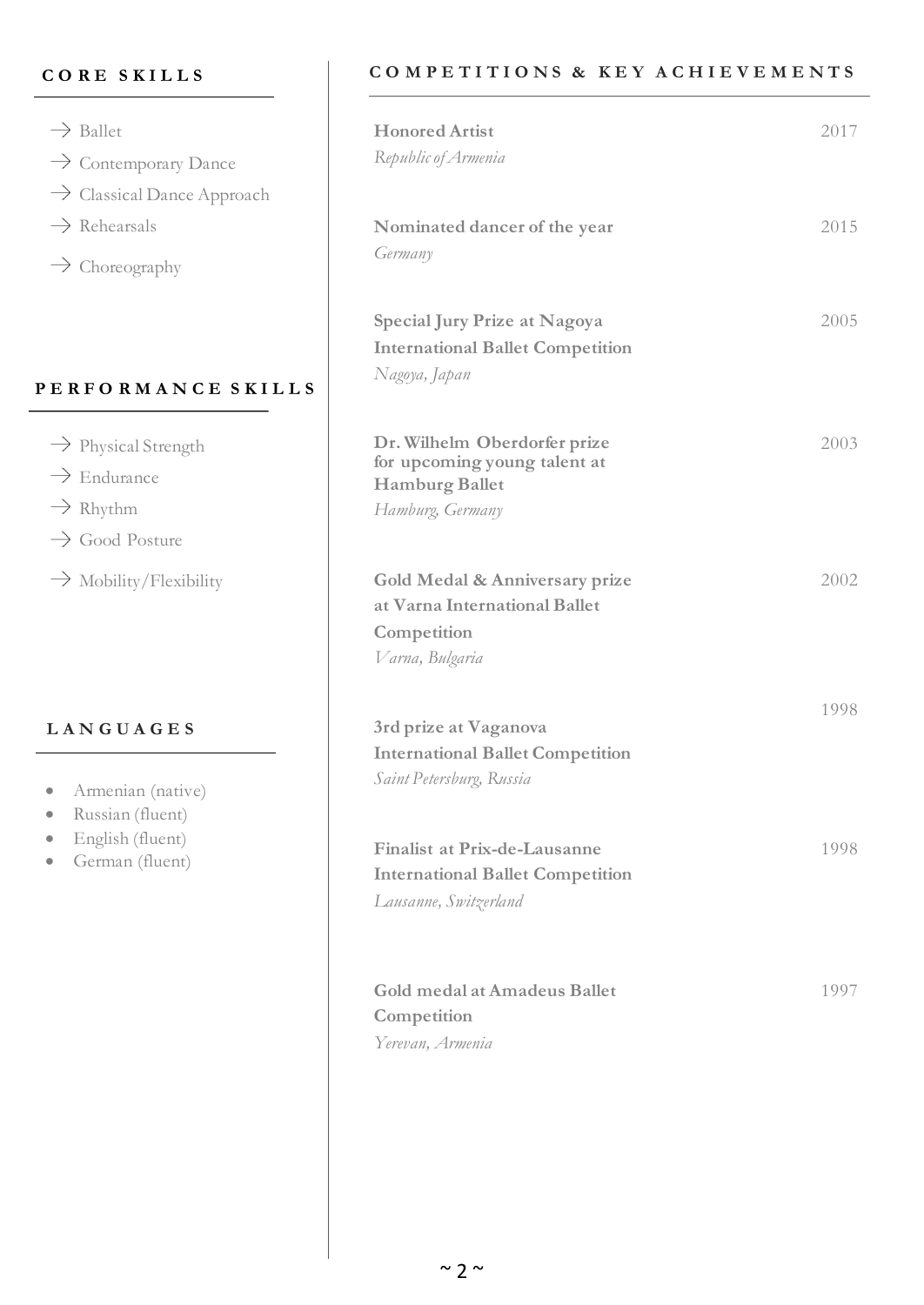## CORE SKILLS

- Ballet
- Contemporary Dance
- Classical Dance Approach
- Rehearsals
- Choreography

## PERFORMANCE SKILLS

- Physical Strength
- Endurance
- Rhythm
- Good Posture
- Mobility/Flexibility

## LANGUAGES

- Armenian (native)
- Russian (fluent)
- English (fluent)
- German (fluent)

## COMPETITIONS & KEY ACHIEVEMENTS

**Honored Artist** — 2017
*Republic of Armenia*

**Nominated dancer of the year** — 2015
*Germany*

**Special Jury Prize at Nagoya International Ballet Competition** — 2005
*Nagoya, Japan*

**Dr. Wilhelm Oberdorfer prize for upcoming young talent at Hamburg Ballet** — 2003
*Hamburg, Germany*

**Gold Medal & Anniversary prize at Varna International Ballet Competition** — 2002
*Varna, Bulgaria*

**3rd prize at Vaganova International Ballet Competition** — 1998
*Saint Petersburg, Russia*

**Finalist at Prix-de-Lausanne International Ballet Competition** — 1998
*Lausanne, Switzerland*

**Gold medal at Amadeus Ballet Competition** — 1997
*Yerevan, Armenia*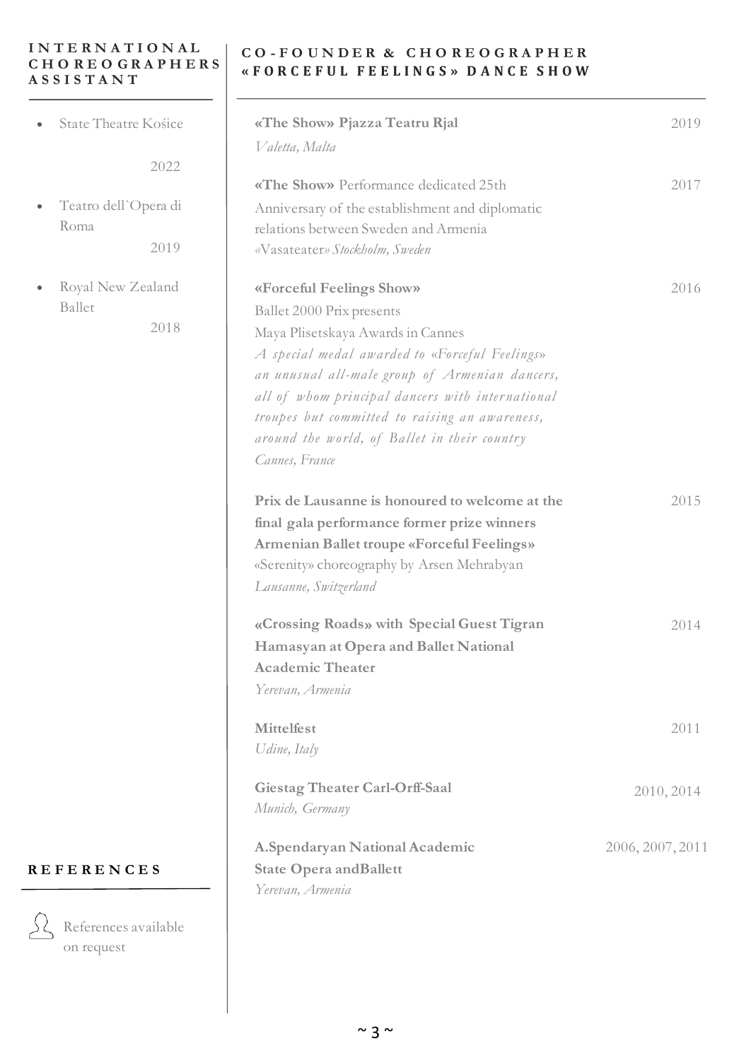## INTERNATIONAL CHOREOGRAPHERS ASSISTANT

- State Theatre Košice
  2022
- Teatro dell`Opera di Roma
  2019
- Royal New Zealand Ballet
  2018

## REFERENCES

References available on request

## CO-FOUNDER & CHOREOGRAPHER «FORCEFUL FEELINGS» DANCE SHOW

**«The Show» Pjazza Teatru Rjal** — 2019
*Valetta, Malta*

**«The Show»** Performance dedicated 25th Anniversary of the establishment and diplomatic relations between Sweden and Armenia — 2017
«Vasateater» *Stockholm, Sweden*

**«Forceful Feelings Show»** — 2016
Ballet 2000 Prix presents
Maya Plisetskaya Awards in Cannes
*A special medal awarded to «Forceful Feelings» an unusual all-male group of Armenian dancers, all of whom principal dancers with international troupes but committed to raising an awareness, around the world, of Ballet in their country*
*Cannes, France*

**Prix de Lausanne is honoured to welcome at the final gala performance former prize winners Armenian Ballet troupe «Forceful Feelings»** — 2015
«Serenity» choreography by Arsen Mehrabyan
*Lausanne, Switzerland*

**«Crossing Roads» with Special Guest Tigran Hamasyan at Opera and Ballet National Academic Theater** — 2014
*Yerevan, Armenia*

**Mittelfest** — 2011
*Udine, Italy*

**Giestag Theater Carl-Orff-Saal** — 2010, 2014
*Munich, Germany*

**A.Spendaryan National Academic State Opera andBallett** — 2006, 2007, 2011
*Yerevan, Armenia*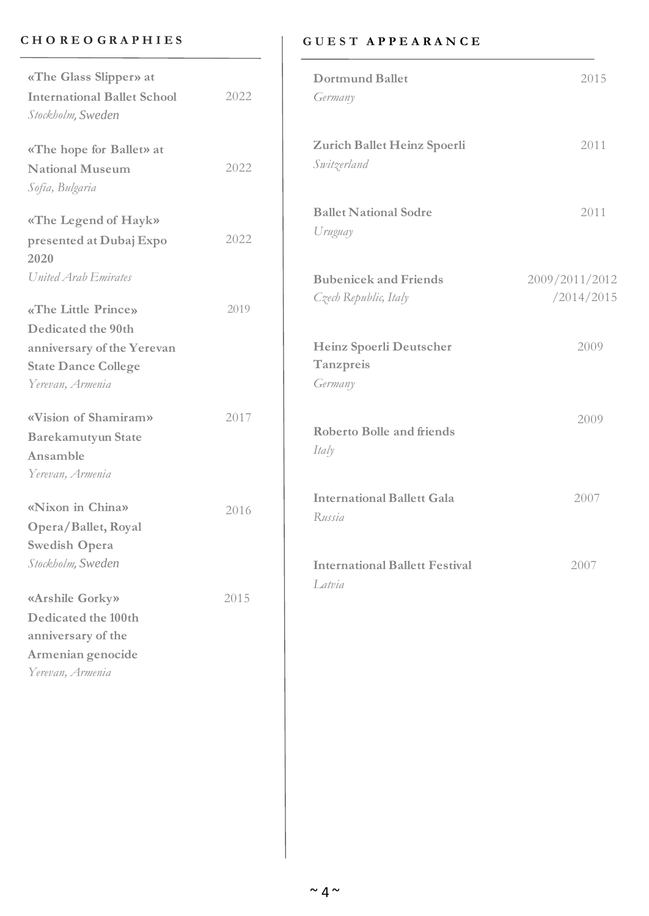## CHOREOGRAPHIES

**«The Glass Slipper» at International Ballet School** 2022
*Stockholm, Sweden*

**«The hope for Ballet» at National Museum** 2022
*Sofia, Bulgaria*

**«The Legend of Hayk» presented at Dubaj Expo 2020** 2022
*United Arab Emirates*

**«The Little Prince» Dedicated the 90th anniversary of the Yerevan State Dance College** 2019
*Yerevan, Armenia*

**«Vision of Shamiram» Barekamutyun State Ansamble** 2017
*Yerevan, Armenia*

**«Nixon in China» Opera/Ballet, Royal Swedish Opera** 2016
*Stockholm, Sweden*

**«Arshile Gorky» Dedicated the 100th anniversary of the Armenian genocide** 2015
*Yerevan, Armenia*

## GUEST APPEARANCE

**Dortmund Ballet** 2015
*Germany*

**Zurich Ballet Heinz Spoerli** 2011
*Switzerland*

**Ballet National Sodre** 2011
*Uruguay*

**Bubenicek and Friends** 2009/2011/2012/2014/2015
*Czech Republic, Italy*

**Heinz Spoerli Deutscher Tanzpreis** 2009
*Germany*

**Roberto Bolle and friends** 2009
*Italy*

**International Ballett Gala** 2007
*Russia*

**International Ballett Festival** 2007
*Latvia*